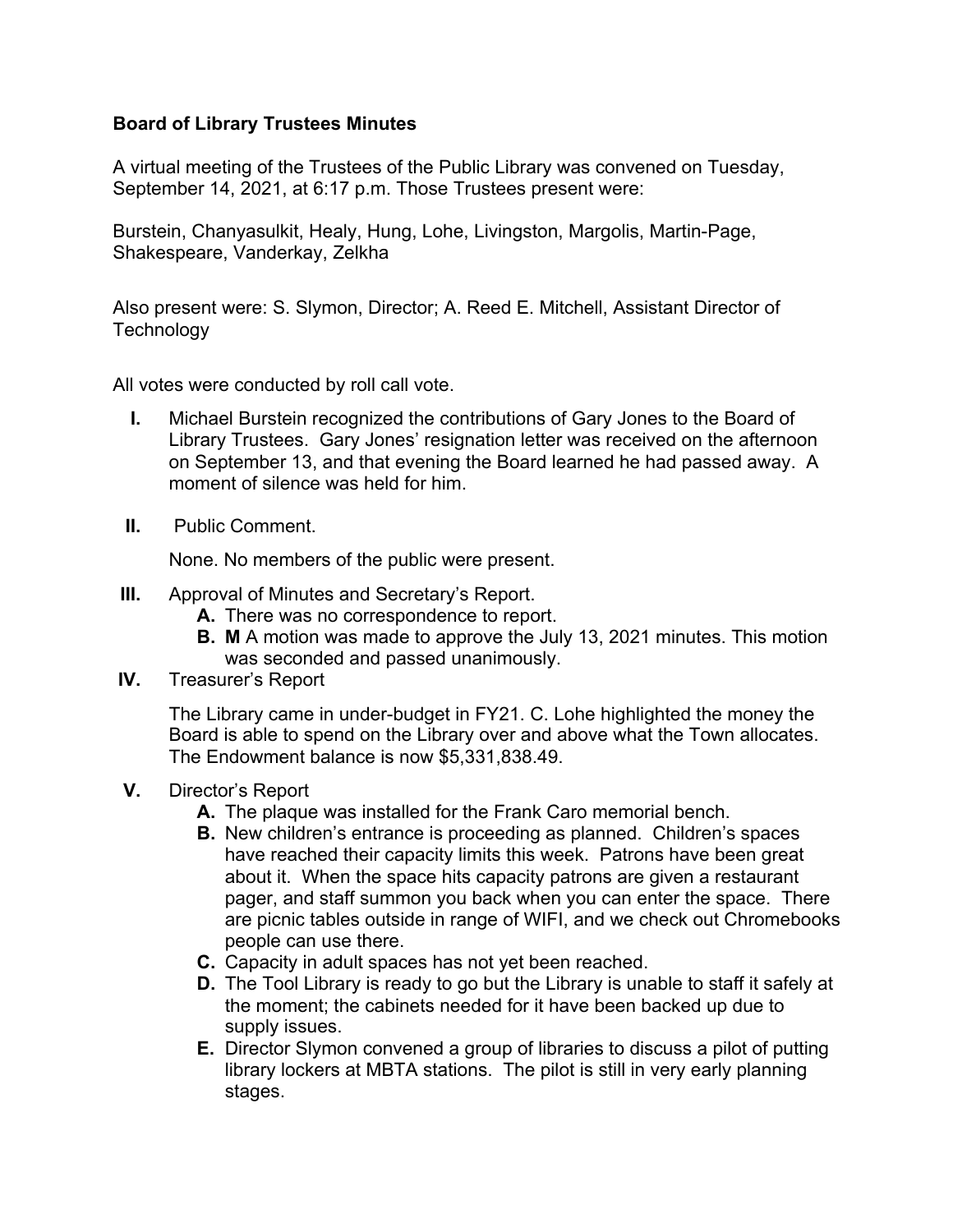**Board of Library Trustees Minutes**

A virtual meeting of the Trustees of the Public Library was convened on Tuesday, September 14, 2021, at 6:17 p.m. Those Trustees present were:

Burstein, Chanyasulkit, Healy, Hung, Lohe, Livingston, Margolis, Martin-Page, Shakespeare, Vanderkay, Zelkha

Also present were: S. Slymon, Director; A. Reed E. Mitchell, Assistant Director of Technology

All votes were conducted by roll call vote.

**I.** Michael Burstein recognized the contributions of Gary Jones to the Board of Library Trustees. Gary Jones' resignation letter was received on the afternoon on September 13, and that evening the Board learned he had passed away. A moment of silence was held for him.

**II.** Public Comment.

None. No members of the public were present.

**III.** Approval of Minutes and Secretary's Report.

- **A.** There was no correspondence to report.
- **B.** **M** A motion was made to approve the July 13, 2021 minutes. This motion was seconded and passed unanimously.

**IV.** Treasurer's Report

The Library came in under-budget in FY21. C. Lohe highlighted the money the Board is able to spend on the Library over and above what the Town allocates. The Endowment balance is now $5,331,838.49.

**V.** Director's Report

- **A.** The plaque was installed for the Frank Caro memorial bench.
- **B.** New children's entrance is proceeding as planned. Children's spaces have reached their capacity limits this week. Patrons have been great about it. When the space hits capacity patrons are given a restaurant pager, and staff summon you back when you can enter the space. There are picnic tables outside in range of WIFI, and we check out Chromebooks people can use there.
- **C.** Capacity in adult spaces has not yet been reached.
- **D.** The Tool Library is ready to go but the Library is unable to staff it safely at the moment; the cabinets needed for it have been backed up due to supply issues.
- **E.** Director Slymon convened a group of libraries to discuss a pilot of putting library lockers at MBTA stations. The pilot is still in very early planning stages.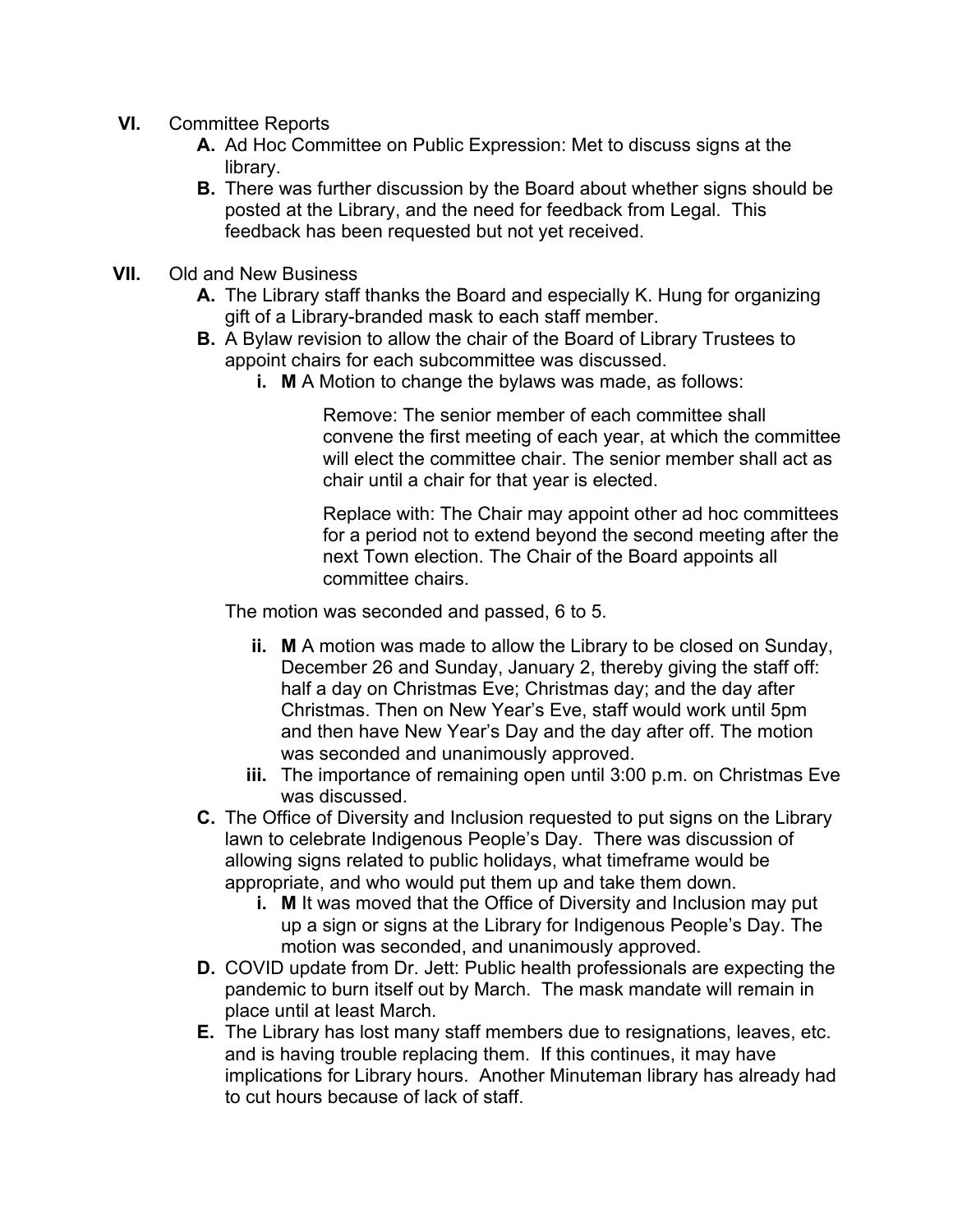**VI.** Committee Reports

- **A.** Ad Hoc Committee on Public Expression: Met to discuss signs at the library.
- **B.** There was further discussion by the Board about whether signs should be posted at the Library, and the need for feedback from Legal. This feedback has been requested but not yet received.

**VII.** Old and New Business

- **A.** The Library staff thanks the Board and especially K. Hung for organizing gift of a Library-branded mask to each staff member.
- **B.** A Bylaw revision to allow the chair of the Board of Library Trustees to appoint chairs for each subcommittee was discussed.
  - **i. M** A Motion to change the bylaws was made, as follows:

    > Remove: The senior member of each committee shall convene the first meeting of each year, at which the committee will elect the committee chair. The senior member shall act as chair until a chair for that year is elected.
    >
    > Replace with: The Chair may appoint other ad hoc committees for a period not to extend beyond the second meeting after the next Town election. The Chair of the Board appoints all committee chairs.

  The motion was seconded and passed, 6 to 5.

  - **ii. M** A motion was made to allow the Library to be closed on Sunday, December 26 and Sunday, January 2, thereby giving the staff off: half a day on Christmas Eve; Christmas day; and the day after Christmas. Then on New Year's Eve, staff would work until 5pm and then have New Year's Day and the day after off. The motion was seconded and unanimously approved.
  - **iii.** The importance of remaining open until 3:00 p.m. on Christmas Eve was discussed.
- **C.** The Office of Diversity and Inclusion requested to put signs on the Library lawn to celebrate Indigenous People's Day. There was discussion of allowing signs related to public holidays, what timeframe would be appropriate, and who would put them up and take them down.
  - **i. M** It was moved that the Office of Diversity and Inclusion may put up a sign or signs at the Library for Indigenous People's Day. The motion was seconded, and unanimously approved.
- **D.** COVID update from Dr. Jett: Public health professionals are expecting the pandemic to burn itself out by March. The mask mandate will remain in place until at least March.
- **E.** The Library has lost many staff members due to resignations, leaves, etc. and is having trouble replacing them. If this continues, it may have implications for Library hours. Another Minuteman library has already had to cut hours because of lack of staff.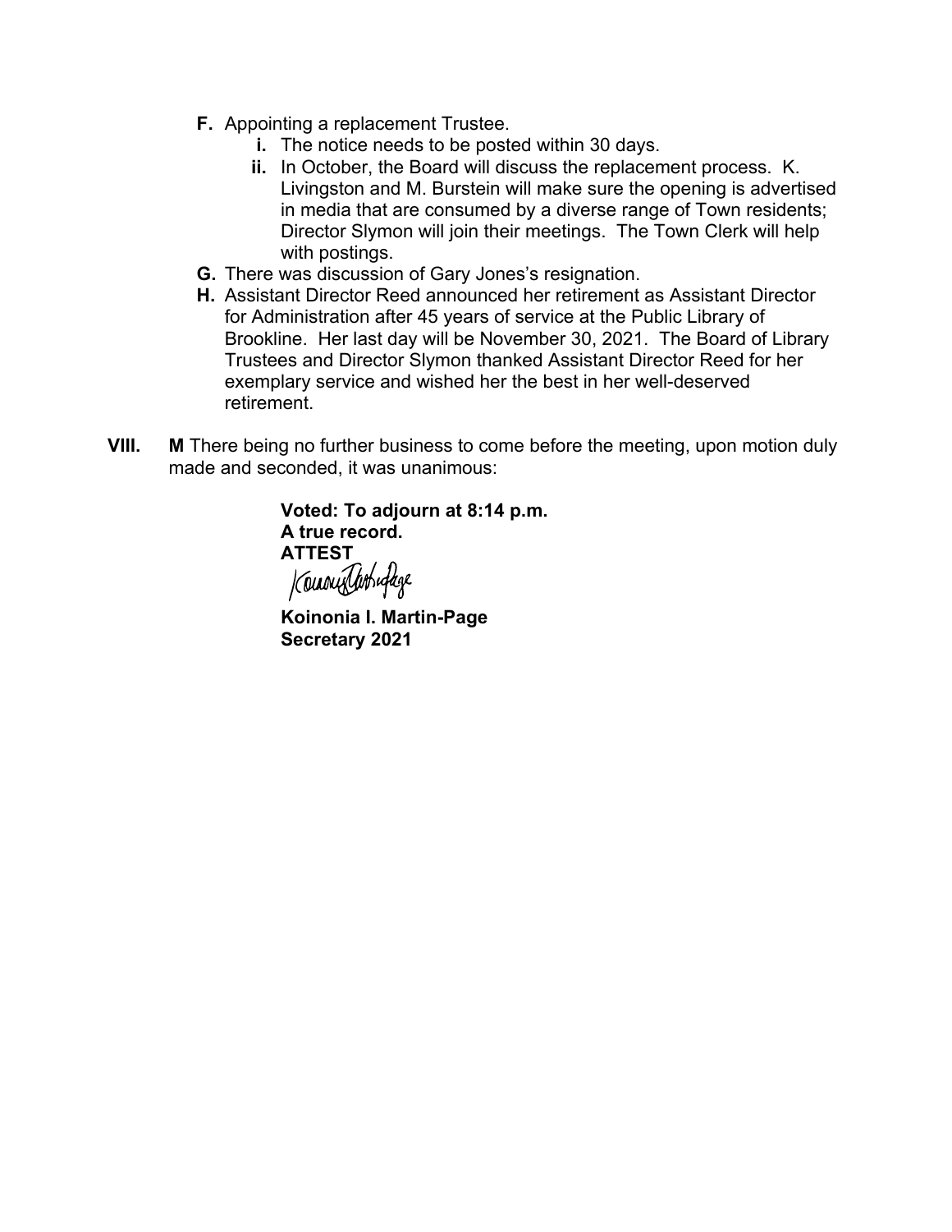- **F.** Appointing a replacement Trustee.
  - **i.** The notice needs to be posted within 30 days.
  - **ii.** In October, the Board will discuss the replacement process. K. Livingston and M. Burstein will make sure the opening is advertised in media that are consumed by a diverse range of Town residents; Director Slymon will join their meetings. The Town Clerk will help with postings.
- **G.** There was discussion of Gary Jones's resignation.
- **H.** Assistant Director Reed announced her retirement as Assistant Director for Administration after 45 years of service at the Public Library of Brookline. Her last day will be November 30, 2021. The Board of Library Trustees and Director Slymon thanked Assistant Director Reed for her exemplary service and wished her the best in her well-deserved retirement.

**VIII.** **M** There being no further business to come before the meeting, upon motion duly made and seconded, it was unanimous:

**Voted: To adjourn at 8:14 p.m.**
**A true record.**
**ATTEST**

**Koinonia I. Martin-Page**
**Secretary 2021**